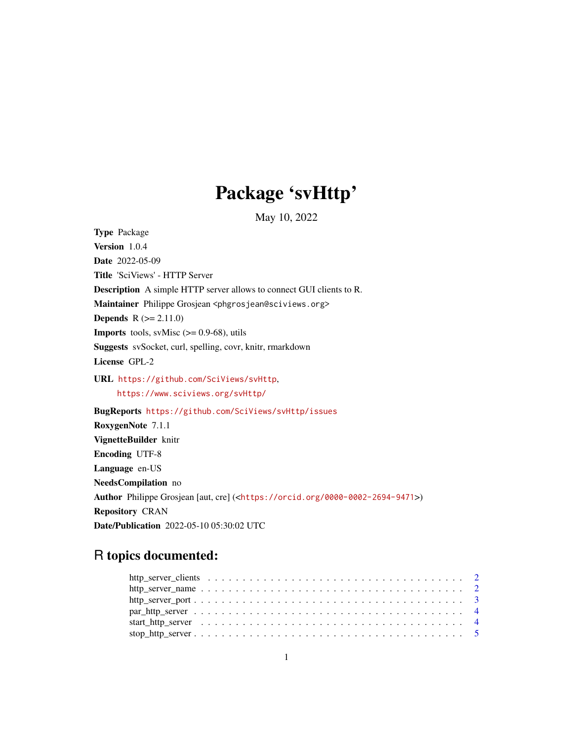# Package 'svHttp'

May 10, 2022

**Type** Package

**Version** 1.0.4

**Date** 2022-05-09

**Title** 'SciViews' - HTTP Server

**Description** A simple HTTP server allows to connect GUI clients to R.

**Maintainer** Philippe Grosjean <phgrosjean@sciviews.org>

**Depends** R (>= 2.11.0)

**Imports** tools, svMisc (>= 0.9-68), utils

**Suggests** svSocket, curl, spelling, covr, knitr, rmarkdown

**License** GPL-2

**URL** https://github.com/SciViews/svHttp,
https://www.sciviews.org/svHttp/

**BugReports** https://github.com/SciViews/svHttp/issues

**RoxygenNote** 7.1.1

**VignetteBuilder** knitr

**Encoding** UTF-8

**Language** en-US

**NeedsCompilation** no

**Author** Philippe Grosjean [aut, cre] (<https://orcid.org/0000-0002-2694-9471>)

**Repository** CRAN

**Date/Publication** 2022-05-10 05:30:02 UTC

## R topics documented:

- http_server_clients . . . . . . . . . . . . . . . . . . . . . . . . . . . . . . . . . . . 2
- http_server_name . . . . . . . . . . . . . . . . . . . . . . . . . . . . . . . . . . . . 2
- http_server_port . . . . . . . . . . . . . . . . . . . . . . . . . . . . . . . . . . . . . 3
- par_http_server . . . . . . . . . . . . . . . . . . . . . . . . . . . . . . . . . . . . . 4
- start_http_server . . . . . . . . . . . . . . . . . . . . . . . . . . . . . . . . . . . . 4
- stop_http_server . . . . . . . . . . . . . . . . . . . . . . . . . . . . . . . . . . . . . 5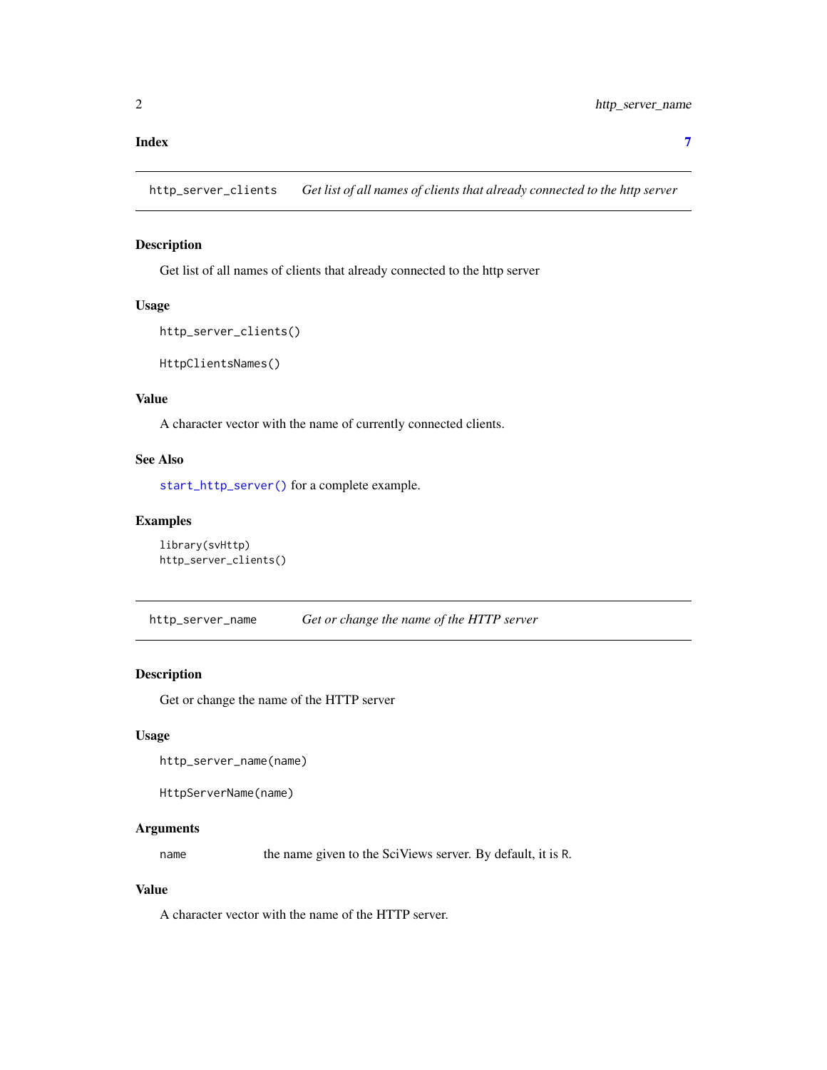**Index** **7**

---

## http_server_clients — *Get list of all names of clients that already connected to the http server*

### Description

Get list of all names of clients that already connected to the http server

### Usage

```
http_server_clients()

HttpClientsNames()
```

### Value

A character vector with the name of currently connected clients.

### See Also

`start_http_server()` for a complete example.

### Examples

```
library(svHttp)
http_server_clients()
```

---

## http_server_name — *Get or change the name of the HTTP server*

### Description

Get or change the name of the HTTP server

### Usage

```
http_server_name(name)

HttpServerName(name)
```

### Arguments

| | |
|---|---|
| `name` | the name given to the SciViews server. By default, it is `R`. |

### Value

A character vector with the name of the HTTP server.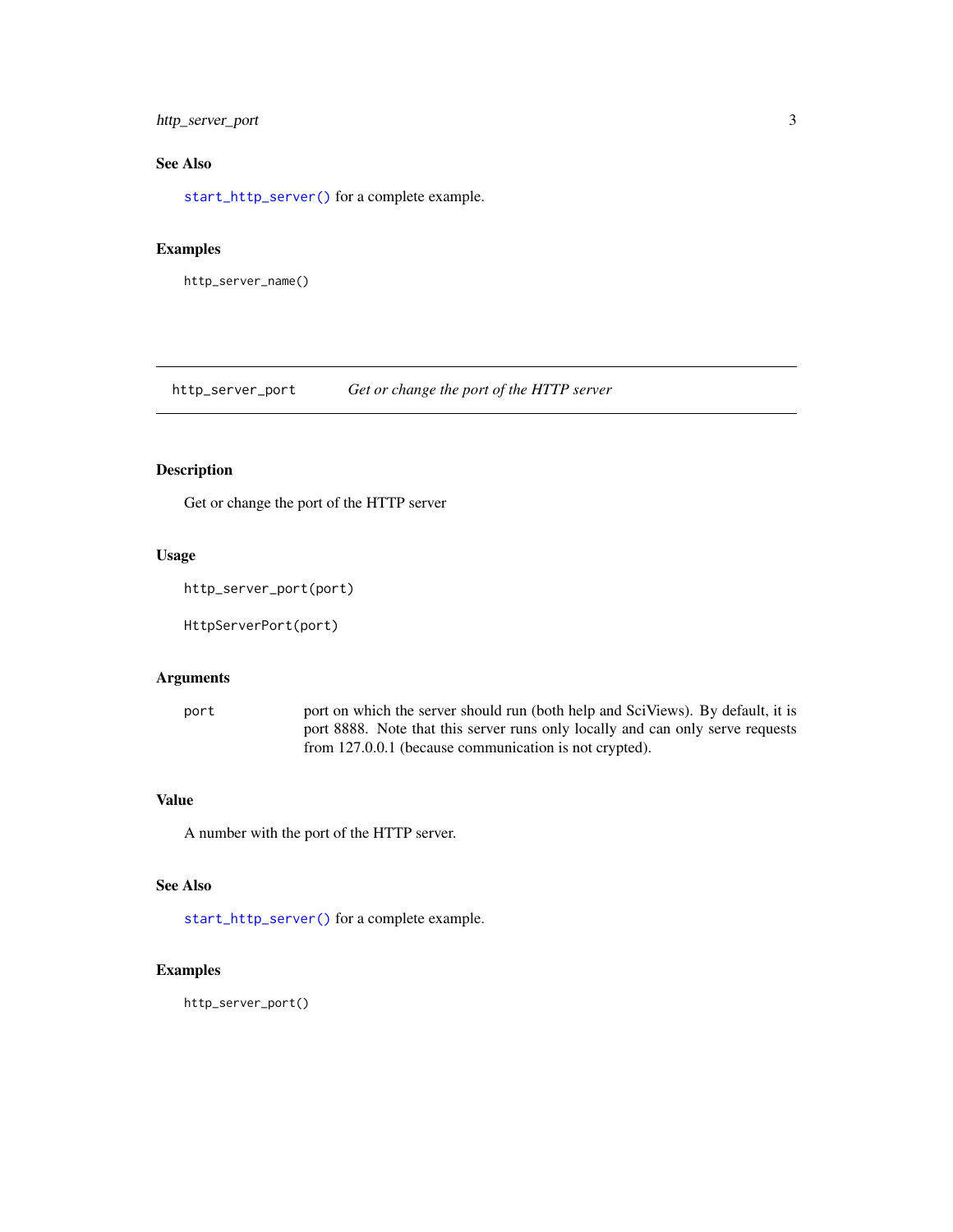### See Also

`start_http_server()` for a complete example.

### Examples

```
http_server_name()
```

---

## http_server_port — *Get or change the port of the HTTP server*

---

### Description

Get or change the port of the HTTP server

### Usage

```
http_server_port(port)

HttpServerPort(port)
```

### Arguments

| | |
|---|---|
| `port` | port on which the server should run (both help and SciViews). By default, it is port 8888. Note that this server runs only locally and can only serve requests from 127.0.0.1 (because communication is not crypted). |

### Value

A number with the port of the HTTP server.

### See Also

`start_http_server()` for a complete example.

### Examples

```
http_server_port()
```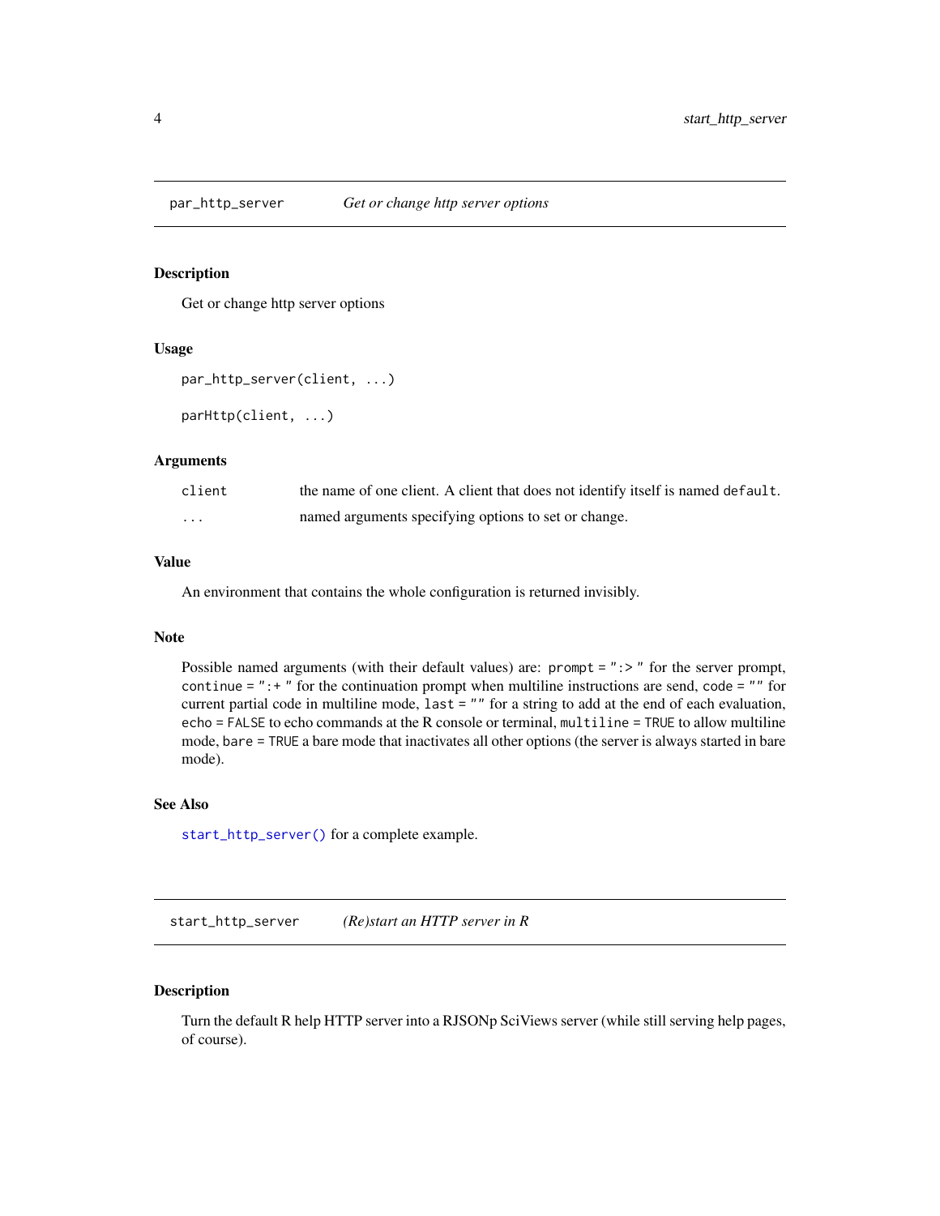## par_http_server *Get or change http server options*

### Description

Get or change http server options

### Usage

```
par_http_server(client, ...)

parHttp(client, ...)
```

### Arguments

| | |
|---|---|
| `client` | the name of one client. A client that does not identify itself is named `default`. |
| `...` | named arguments specifying options to set or change. |

### Value

An environment that contains the whole configuration is returned invisibly.

### Note

Possible named arguments (with their default values) are: `prompt = ":> "` for the server prompt, `continue = ":+ "` for the continuation prompt when multiline instructions are send, `code = ""` for current partial code in multiline mode, `last = ""` for a string to add at the end of each evaluation, `echo = FALSE` to echo commands at the R console or terminal, `multiline = TRUE` to allow multiline mode, `bare = TRUE` a bare mode that inactivates all other options (the server is always started in bare mode).

### See Also

`start_http_server()` for a complete example.

## start_http_server *(Re)start an HTTP server in R*

### Description

Turn the default R help HTTP server into a RJSONp SciViews server (while still serving help pages, of course).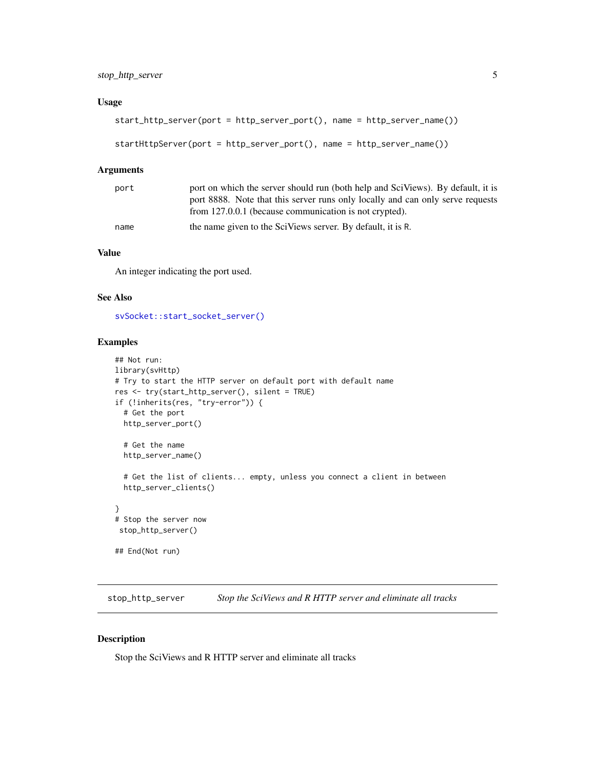### Usage

```
start_http_server(port = http_server_port(), name = http_server_name())

startHttpServer(port = http_server_port(), name = http_server_name())
```

### Arguments

| | |
|---|---|
| port | port on which the server should run (both help and SciViews). By default, it is port 8888. Note that this server runs only locally and can only serve requests from 127.0.0.1 (because communication is not crypted). |
| name | the name given to the SciViews server. By default, it is R. |

### Value

An integer indicating the port used.

### See Also

svSocket::start_socket_server()

### Examples

```
## Not run:
library(svHttp)
# Try to start the HTTP server on default port with default name
res <- try(start_http_server(), silent = TRUE)
if (!inherits(res, "try-error")) {
  # Get the port
  http_server_port()

  # Get the name
  http_server_name()

  # Get the list of clients... empty, unless you connect a client in between
  http_server_clients()

}
# Stop the server now
 stop_http_server()

## End(Not run)
```

---

## stop_http_server — *Stop the SciViews and R HTTP server and eliminate all tracks*

### Description

Stop the SciViews and R HTTP server and eliminate all tracks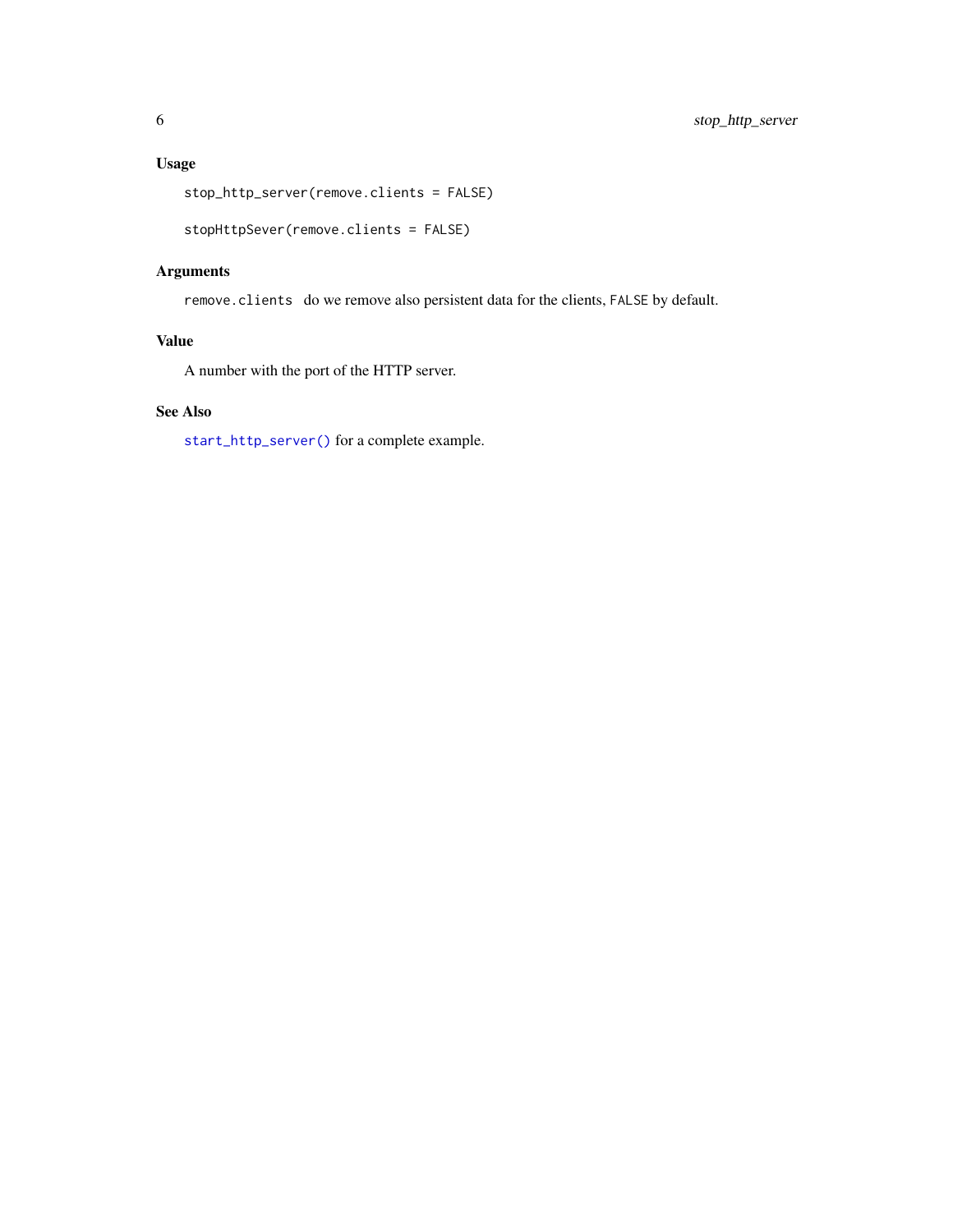### Usage

```
stop_http_server(remove.clients = FALSE)

stopHttpSever(remove.clients = FALSE)
```

### Arguments

`remove.clients` do we remove also persistent data for the clients, `FALSE` by default.

### Value

A number with the port of the HTTP server.

### See Also

`start_http_server()` for a complete example.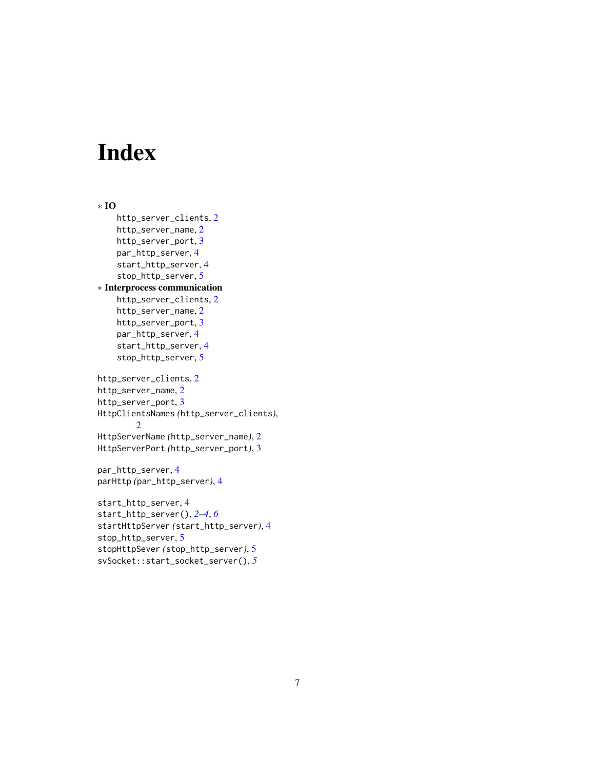# Index

∗ **IO**
  http_server_clients, 2
  http_server_name, 2
  http_server_port, 3
  par_http_server, 4
  start_http_server, 4
  stop_http_server, 5

∗ **Interprocess communication**
  http_server_clients, 2
  http_server_name, 2
  http_server_port, 3
  par_http_server, 4
  start_http_server, 4
  stop_http_server, 5

http_server_clients, 2
http_server_name, 2
http_server_port, 3
HttpClientsNames *(*http_server_clients*)*, 2
HttpServerName *(*http_server_name*)*, 2
HttpServerPort *(*http_server_port*)*, 3

par_http_server, 4
parHttp *(*par_http_server*)*, 4

start_http_server, 4
start_http_server(), *2–4*, *6*
startHttpServer *(*start_http_server*)*, 4
stop_http_server, 5
stopHttpSever *(*stop_http_server*)*, 5
svSocket::start_socket_server(), *5*